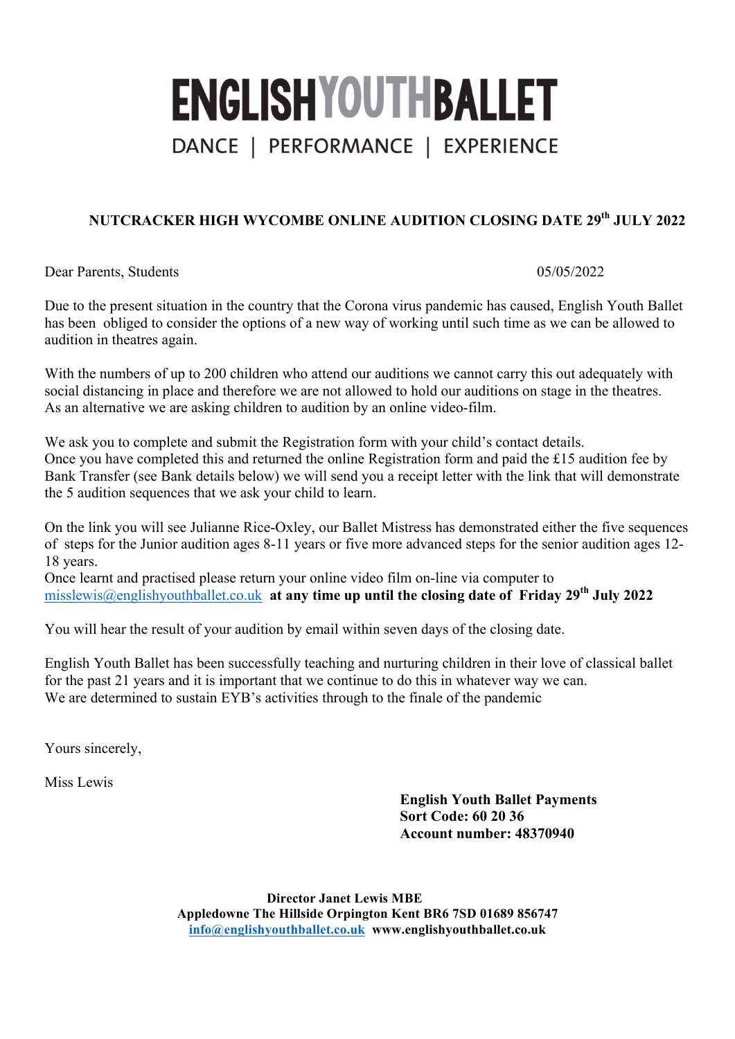# ENGLISH YOUTH BALLET

DANCE | PERFORMANCE | EXPERIENCE

## NUTCRACKER HIGH WYCOMBE ONLINE AUDITION CLOSING DATE 29th JULY 2022

Dear Parents, Students

05/05/2022

Due to the present situation in the country that the Corona virus pandemic has caused, English Youth Ballet has been obliged to consider the options of a new way of working until such time as we can be allowed to audition in theatres again.

With the numbers of up to 200 children who attend our auditions we cannot carry this out adequately with social distancing in place and therefore we are not allowed to hold our auditions on stage in the theatres. As an alternative we are asking children to audition by an online video-film.

We ask you to complete and submit the Registration form with your child's contact details.
Once you have completed this and returned the online Registration form and paid the £15 audition fee by Bank Transfer (see Bank details below) we will send you a receipt letter with the link that will demonstrate the 5 audition sequences that we ask your child to learn.

On the link you will see Julianne Rice-Oxley, our Ballet Mistress has demonstrated either the five sequences of steps for the Junior audition ages 8-11 years or five more advanced steps for the senior audition ages 12-18 years.
Once learnt and practised please return your online video film on-line via computer to misslewis@englishyouthballet.co.uk **at any time up until the closing date of Friday 29th July 2022**

You will hear the result of your audition by email within seven days of the closing date.

English Youth Ballet has been successfully teaching and nurturing children in their love of classical ballet for the past 21 years and it is important that we continue to do this in whatever way we can.
We are determined to sustain EYB's activities through to the finale of the pandemic

Yours sincerely,

Miss Lewis

**English Youth Ballet Payments**
**Sort Code: 60 20 36**
**Account number: 48370940**

**Director Janet Lewis MBE**
**Appledowne The Hillside Orpington Kent BR6 7SD 01689 856747**
**info@englishyouthballet.co.uk www.englishyouthballet.co.uk**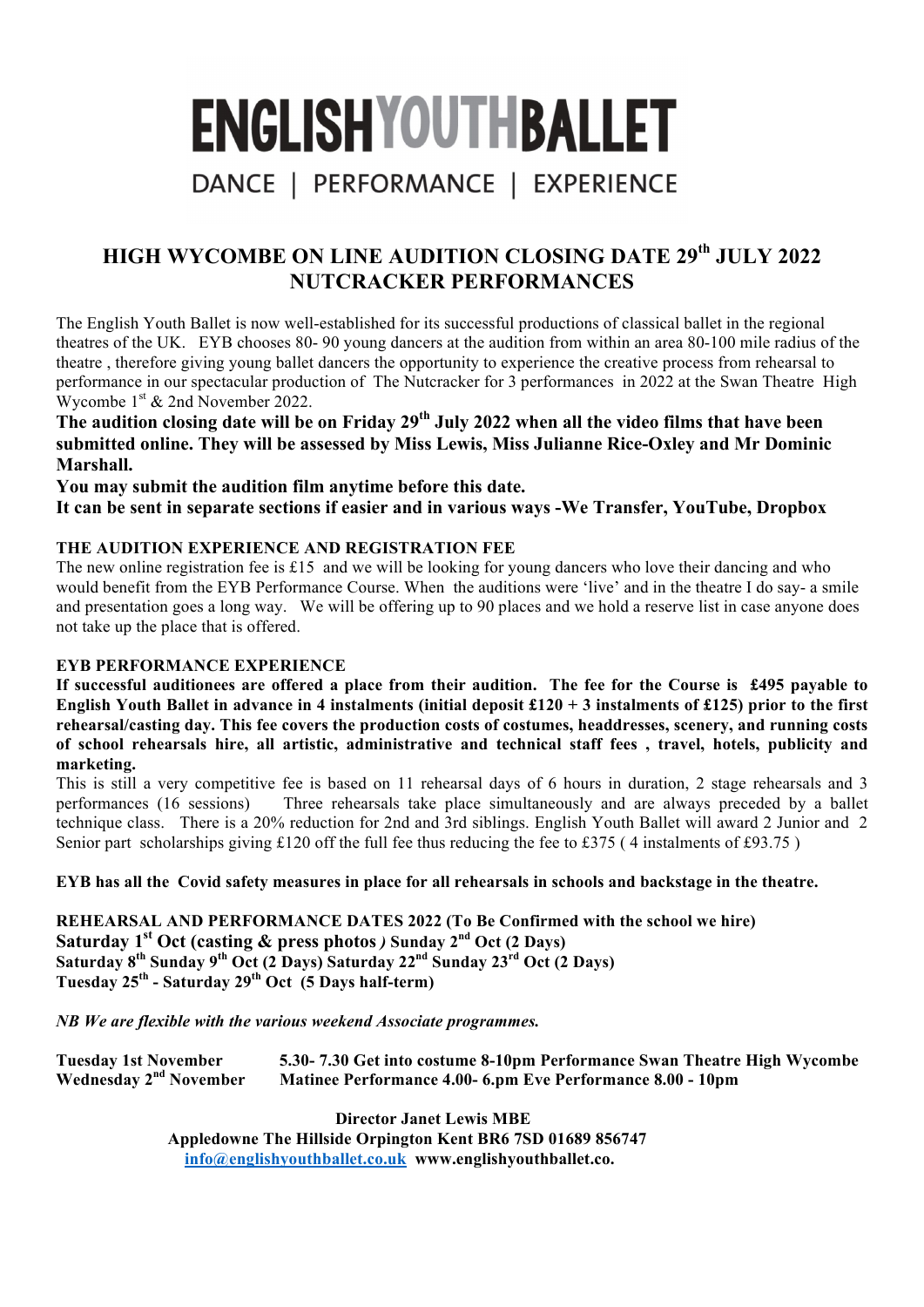# ENGLISH YOUTH BALLET

DANCE | PERFORMANCE | EXPERIENCE

## HIGH WYCOMBE ON LINE AUDITION CLOSING DATE 29th JULY 2022 NUTCRACKER PERFORMANCES

The English Youth Ballet is now well-established for its successful productions of classical ballet in the regional theatres of the UK. EYB chooses 80- 90 young dancers at the audition from within an area 80-100 mile radius of the theatre , therefore giving young ballet dancers the opportunity to experience the creative process from rehearsal to performance in our spectacular production of The Nutcracker for 3 performances in 2022 at the Swan Theatre High Wycombe 1st & 2nd November 2022.

**The audition closing date will be on Friday 29th July 2022 when all the video films that have been submitted online. They will be assessed by Miss Lewis, Miss Julianne Rice-Oxley and Mr Dominic Marshall.**

**You may submit the audition film anytime before this date.**

**It can be sent in separate sections if easier and in various ways -We Transfer, YouTube, Dropbox**

### THE AUDITION EXPERIENCE AND REGISTRATION FEE

The new online registration fee is £15 and we will be looking for young dancers who love their dancing and who would benefit from the EYB Performance Course. When the auditions were 'live' and in the theatre I do say- a smile and presentation goes a long way. We will be offering up to 90 places and we hold a reserve list in case anyone does not take up the place that is offered.

### EYB PERFORMANCE EXPERIENCE

**If successful auditionees are offered a place from their audition. The fee for the Course is £495 payable to English Youth Ballet in advance in 4 instalments (initial deposit £120 + 3 instalments of £125) prior to the first rehearsal/casting day. This fee covers the production costs of costumes, headdresses, scenery, and running costs of school rehearsals hire, all artistic, administrative and technical staff fees , travel, hotels, publicity and marketing.**

This is still a very competitive fee is based on 11 rehearsal days of 6 hours in duration, 2 stage rehearsals and 3 performances (16 sessions) Three rehearsals take place simultaneously and are always preceded by a ballet technique class. There is a 20% reduction for 2nd and 3rd siblings. English Youth Ballet will award 2 Junior and 2 Senior part scholarships giving £120 off the full fee thus reducing the fee to £375 ( 4 instalments of £93.75 )

**EYB has all the Covid safety measures in place for all rehearsals in schools and backstage in the theatre.**

**REHEARSAL AND PERFORMANCE DATES 2022 (To Be Confirmed with the school we hire)**
**Saturday 1st Oct (casting & press photos *)* Sunday 2nd Oct (2 Days)**
**Saturday 8th Sunday 9th Oct (2 Days) Saturday 22nd Sunday 23rd Oct (2 Days)**
**Tuesday 25th - Saturday 29th Oct (5 Days half-term)**

***NB We are flexible with the various weekend Associate programmes.***

**Tuesday 1st November** — **5.30- 7.30 Get into costume 8-10pm Performance Swan Theatre High Wycombe**
**Wednesday 2nd November** — **Matinee Performance 4.00- 6.pm Eve Performance 8.00 - 10pm**

**Director Janet Lewis MBE**
**Appledowne The Hillside Orpington Kent BR6 7SD 01689 856747**
**info@englishyouthballet.co.uk www.englishyouthballet.co.**